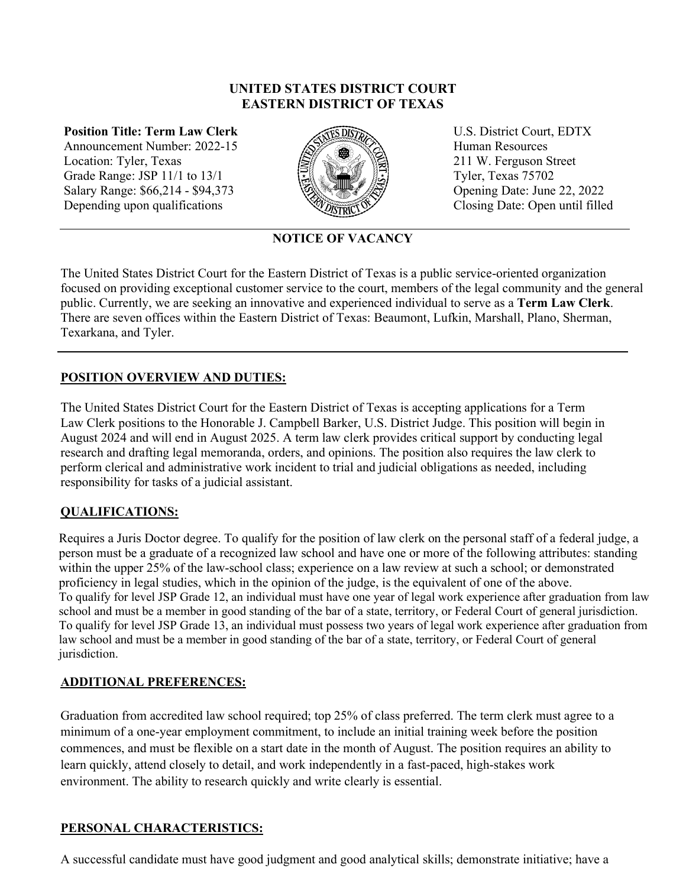# UNITED STATES DISTRICT COURT
# EASTERN DISTRICT OF TEXAS

**Position Title: Term Law Clerk**
Announcement Number: 2022-15
Location: Tyler, Texas
Grade Range: JSP 11/1 to 13/1
Salary Range: $66,214 - $94,373
Depending upon qualifications

U.S. District Court, EDTX
Human Resources
211 W. Ferguson Street
Tyler, Texas 75702
Opening Date: June 22, 2022
Closing Date: Open until filled

---

## NOTICE OF VACANCY

The United States District Court for the Eastern District of Texas is a public service-oriented organization focused on providing exceptional customer service to the court, members of the legal community and the general public. Currently, we are seeking an innovative and experienced individual to serve as a **Term Law Clerk**. There are seven offices within the Eastern District of Texas: Beaumont, Lufkin, Marshall, Plano, Sherman, Texarkana, and Tyler.

---

## POSITION OVERVIEW AND DUTIES:

The United States District Court for the Eastern District of Texas is accepting applications for a Term Law Clerk positions to the Honorable J. Campbell Barker, U.S. District Judge. This position will begin in August 2024 and will end in August 2025. A term law clerk provides critical support by conducting legal research and drafting legal memoranda, orders, and opinions. The position also requires the law clerk to perform clerical and administrative work incident to trial and judicial obligations as needed, including responsibility for tasks of a judicial assistant.

## QUALIFICATIONS:

Requires a Juris Doctor degree. To qualify for the position of law clerk on the personal staff of a federal judge, a person must be a graduate of a recognized law school and have one or more of the following attributes: standing within the upper 25% of the law-school class; experience on a law review at such a school; or demonstrated proficiency in legal studies, which in the opinion of the judge, is the equivalent of one of the above.
To qualify for level JSP Grade 12, an individual must have one year of legal work experience after graduation from law school and must be a member in good standing of the bar of a state, territory, or Federal Court of general jurisdiction.
To qualify for level JSP Grade 13, an individual must possess two years of legal work experience after graduation from law school and must be a member in good standing of the bar of a state, territory, or Federal Court of general jurisdiction.

## ADDITIONAL PREFERENCES:

Graduation from accredited law school required; top 25% of class preferred. The term clerk must agree to a minimum of a one-year employment commitment, to include an initial training week before the position commences, and must be flexible on a start date in the month of August. The position requires an ability to learn quickly, attend closely to detail, and work independently in a fast-paced, high-stakes work environment. The ability to research quickly and write clearly is essential.

## PERSONAL CHARACTERISTICS:

A successful candidate must have good judgment and good analytical skills; demonstrate initiative; have a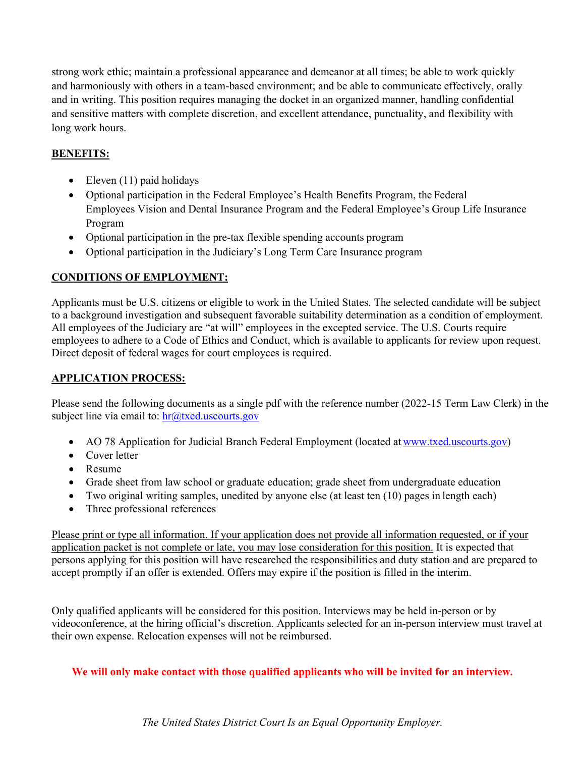strong work ethic; maintain a professional appearance and demeanor at all times; be able to work quickly and harmoniously with others in a team-based environment; and be able to communicate effectively, orally and in writing. This position requires managing the docket in an organized manner, handling confidential and sensitive matters with complete discretion, and excellent attendance, punctuality, and flexibility with long work hours.

## BENEFITS:

- Eleven (11) paid holidays
- Optional participation in the Federal Employee's Health Benefits Program, the Federal Employees Vision and Dental Insurance Program and the Federal Employee's Group Life Insurance Program
- Optional participation in the pre-tax flexible spending accounts program
- Optional participation in the Judiciary's Long Term Care Insurance program

## CONDITIONS OF EMPLOYMENT:

Applicants must be U.S. citizens or eligible to work in the United States. The selected candidate will be subject to a background investigation and subsequent favorable suitability determination as a condition of employment. All employees of the Judiciary are "at will" employees in the excepted service. The U.S. Courts require employees to adhere to a Code of Ethics and Conduct, which is available to applicants for review upon request. Direct deposit of federal wages for court employees is required.

## APPLICATION PROCESS:

Please send the following documents as a single pdf with the reference number (2022-15 Term Law Clerk) in the subject line via email to: hr@txed.uscourts.gov

- AO 78 Application for Judicial Branch Federal Employment (located at www.txed.uscourts.gov)
- Cover letter
- Resume
- Grade sheet from law school or graduate education; grade sheet from undergraduate education
- Two original writing samples, unedited by anyone else (at least ten (10) pages in length each)
- Three professional references

Please print or type all information. If your application does not provide all information requested, or if your application packet is not complete or late, you may lose consideration for this position. It is expected that persons applying for this position will have researched the responsibilities and duty station and are prepared to accept promptly if an offer is extended. Offers may expire if the position is filled in the interim.

Only qualified applicants will be considered for this position. Interviews may be held in-person or by videoconference, at the hiring official's discretion. Applicants selected for an in-person interview must travel at their own expense. Relocation expenses will not be reimbursed.

**We will only make contact with those qualified applicants who will be invited for an interview.**

*The United States District Court Is an Equal Opportunity Employer.*